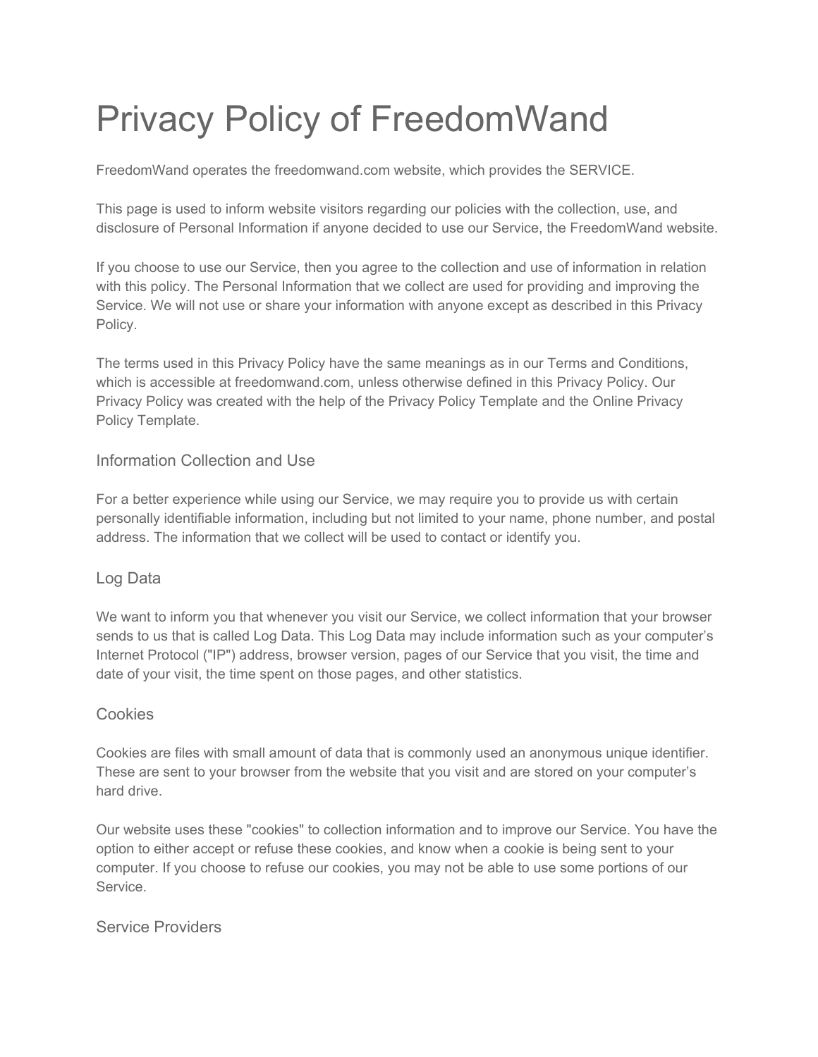# Privacy Policy of FreedomWand

FreedomWand operates the freedomwand.com website, which provides the SERVICE.

This page is used to inform website visitors regarding our policies with the collection, use, and disclosure of Personal Information if anyone decided to use our Service, the FreedomWand website.

If you choose to use our Service, then you agree to the collection and use of information in relation with this policy. The Personal Information that we collect are used for providing and improving the Service. We will not use or share your information with anyone except as described in this Privacy Policy.

The terms used in this Privacy Policy have the same meanings as in our Terms and Conditions, which is accessible at freedomwand.com, unless otherwise defined in this Privacy Policy. Our Privacy Policy was created with the help of the Privacy Policy Template and the Online Privacy Policy Template.

## Information Collection and Use

For a better experience while using our Service, we may require you to provide us with certain personally identifiable information, including but not limited to your name, phone number, and postal address. The information that we collect will be used to contact or identify you.

## Log Data

We want to inform you that whenever you visit our Service, we collect information that your browser sends to us that is called Log Data. This Log Data may include information such as your computer's Internet Protocol ("IP") address, browser version, pages of our Service that you visit, the time and date of your visit, the time spent on those pages, and other statistics.

## Cookies

Cookies are files with small amount of data that is commonly used an anonymous unique identifier. These are sent to your browser from the website that you visit and are stored on your computer's hard drive.

Our website uses these "cookies" to collection information and to improve our Service. You have the option to either accept or refuse these cookies, and know when a cookie is being sent to your computer. If you choose to refuse our cookies, you may not be able to use some portions of our Service.

## Service Providers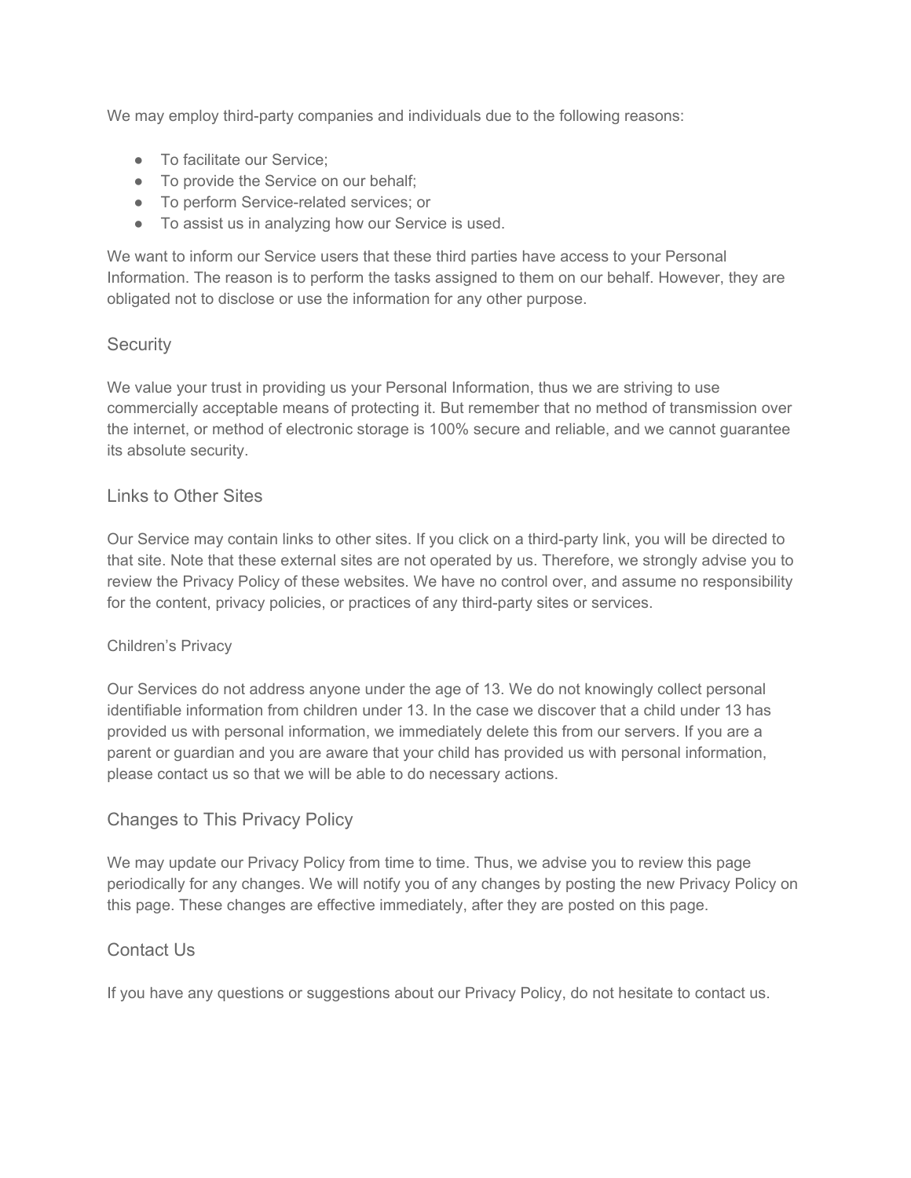We may employ third-party companies and individuals due to the following reasons:

- To facilitate our Service;
- To provide the Service on our behalf;
- To perform Service-related services; or
- To assist us in analyzing how our Service is used.

We want to inform our Service users that these third parties have access to your Personal Information. The reason is to perform the tasks assigned to them on our behalf. However, they are obligated not to disclose or use the information for any other purpose.

## Security

We value your trust in providing us your Personal Information, thus we are striving to use commercially acceptable means of protecting it. But remember that no method of transmission over the internet, or method of electronic storage is 100% secure and reliable, and we cannot guarantee its absolute security.

## Links to Other Sites

Our Service may contain links to other sites. If you click on a third-party link, you will be directed to that site. Note that these external sites are not operated by us. Therefore, we strongly advise you to review the Privacy Policy of these websites. We have no control over, and assume no responsibility for the content, privacy policies, or practices of any third-party sites or services.

### Children's Privacy

Our Services do not address anyone under the age of 13. We do not knowingly collect personal identifiable information from children under 13. In the case we discover that a child under 13 has provided us with personal information, we immediately delete this from our servers. If you are a parent or guardian and you are aware that your child has provided us with personal information, please contact us so that we will be able to do necessary actions.

## Changes to This Privacy Policy

We may update our Privacy Policy from time to time. Thus, we advise you to review this page periodically for any changes. We will notify you of any changes by posting the new Privacy Policy on this page. These changes are effective immediately, after they are posted on this page.

## Contact Us

If you have any questions or suggestions about our Privacy Policy, do not hesitate to contact us.